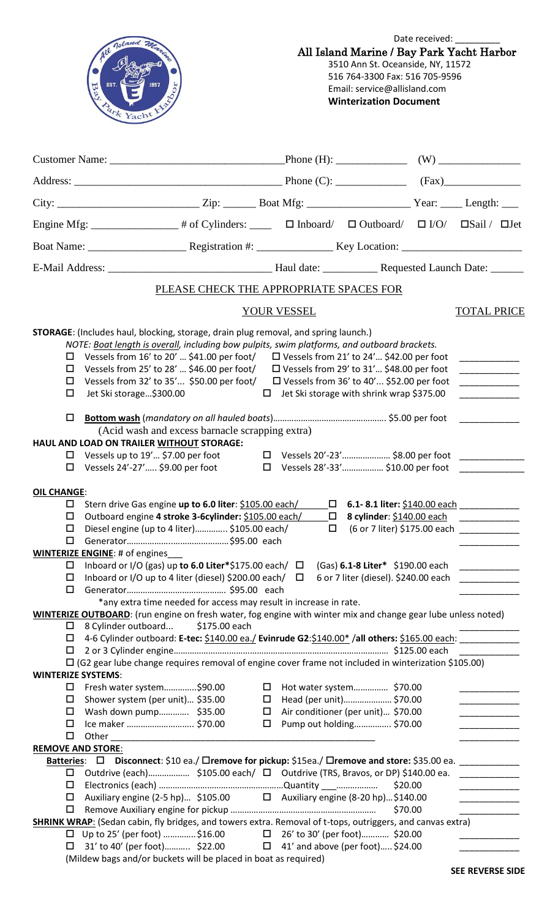Date received: _________

**All Island Marine / Bay Park Yacht Harbor**

3510 Ann St. Oceanside, NY, 11572
516 764-3300 Fax: 516 705-9596
Email: service@allisland.com
**Winterization Document**

Customer Name: ______________________________ Phone (H): _____________ (W) _______________

Address: ______________________________________ Phone (C): _____________ (Fax)______________

City: _________________________ Zip: ______ Boat Mfg: __________________ Year: ____ Length: ___

Engine Mfg: _______________ # of Cylinders: ____ ☐ Inboard/ ☐ Outboard/ ☐ I/O/ ☐Sail / ☐Jet

Boat Name: _________________ Registration #: ______________ Key Location: _____________________

E-Mail Address: _____________________________ Haul date: __________ Requested Launch Date: ______

PLEASE CHECK THE APPROPRIATE SPACES FOR YOUR VESSEL — TOTAL PRICE

**STORAGE**: (Includes haul, blocking, storage, drain plug removal, and spring launch.)
*NOTE: Boat length is overall, including bow pulpits, swim platforms, and outboard brackets.*

- ☐ Vessels from 16' to 20' … $41.00 per foot/ ☐ Vessels from 21' to 24'… $42.00 per foot ____________
- ☐ Vessels from 25' to 28' … $46.00 per foot/ ☐ Vessels from 29' to 31'… $48.00 per foot ____________
- ☐ Vessels from 32' to 35'… $50.00 per foot/ ☐ Vessels from 36' to 40'… $52.00 per foot ____________
- ☐ Jet Ski storage…$300.00 ☐ Jet Ski storage with shrink wrap $375.00 ____________

- ☐ **Bottom wash** (*mandatory on all hauled boats*)…………………………………………. $5.00 per foot ____________
  (Acid wash and excess barnacle scrapping extra)

**HAUL AND LOAD ON TRAILER WITHOUT STORAGE:**

- ☐ Vessels up to 19'… $7.00 per foot ☐ Vessels 20'-23'………………… $8.00 per foot ____________
- ☐ Vessels 24'-27'….. $9.00 per foot ☐ Vessels 28'-33'…………….. $10.00 per foot ____________

**OIL CHANGE**:

- ☐ Stern drive Gas engine **up to 6.0 liter**: $105.00 each/ ☐ **6.1- 8.1 liter:** $140.00 each ____________
- ☐ Outboard engine **4 stroke 3-6cylinder:** $105.00 each/ ☐ **8 cylinder**: $140.00 each ____________
- ☐ Diesel engine (up to 4 liter)………….. $105.00 each/ ☐ (6 or 7 liter) $175.00 each ____________
- ☐ Generator………………………………….$95.00 each ____________

**WINTERIZE ENGINE**: # of engines___

- ☐ Inboard or I/O (gas) up **to 6.0 Liter***$175.00 each/ ☐ (Gas) **6.1-8 Liter*** $190.00 each ____________
- ☐ Inboard or I/O up to 4 liter (diesel) $200.00 each/ ☐ 6 or 7 liter (diesel). $240.00 each ____________
- ☐ Generator…………………………………. $95.00 each ____________

*any extra time needed for access may result in increase in rate.

**WINTERIZE OUTBOARD**: (run engine on fresh water, fog engine with winter mix and change gear lube unless noted)

- ☐ 8 Cylinder outboard... $175.00 each ____________
- ☐ 4-6 Cylinder outboard: **E-tec:** $140.00 ea./ **Evinrude G2**:$140.00* /**all others: $165.00 each**: ____________
- ☐ 2 or 3 Cylinder engine…………………………………………………………………………….. $125.00 each ____________
- ☐ (G2 gear lube change requires removal of engine cover frame not included in winterization $105.00)

**WINTERIZE SYSTEMS**:

- ☐ Fresh water system…………..$90.00 ☐ Hot water system…………… $70.00 ____________
- ☐ Shower system (per unit)… $35.00 ☐ Head (per unit)………………… $70.00 ____________
- ☐ Wash down pump…………. $35.00 ☐ Air conditioner (per unit)… $70.00 ____________
- ☐ Ice maker ………………………. $70.00 ☐ Pump out holding……………. $70.00 ____________
- ☐ Other ______________________________________________________ ____________

**REMOVE AND STORE**:

**Batteries**: ☐ **Disconnect**: $10 ea./ ☐**remove for pickup:** $15ea./ ☐**remove and store:** $35.00 ea. ____________

- ☐ Outdrive (each)……………… $105.00 each/ ☐ Outdrive (TRS, Bravos, or DP) $140.00 ea. ____________
- ☐ Electronics (each) ……………………………………………Quantity ___……………. $20.00 ____________
- ☐ Auxiliary engine (2-5 hp)… $105.00 ☐ Auxiliary engine (8-20 hp)…$140.00 ____________
- ☐ Remove Auxiliary engine for pickup …………………………………………………… $70.00 ____________

**SHRINK WRAP**: (Sedan cabin, fly bridges, and towers extra. Removal of t-tops, outriggers, and canvas extra)

- ☐ Up to 25' (per foot) ………….. $16.00 ☐ 26' to 30' (per foot)………… $20.00 ____________
- ☐ 31' to 40' (per foot)……….. $22.00 ☐ 41' and above (per foot)….. $24.00 ____________

(Mildew bags and/or buckets will be placed in boat as required)

**SEE REVERSE SIDE**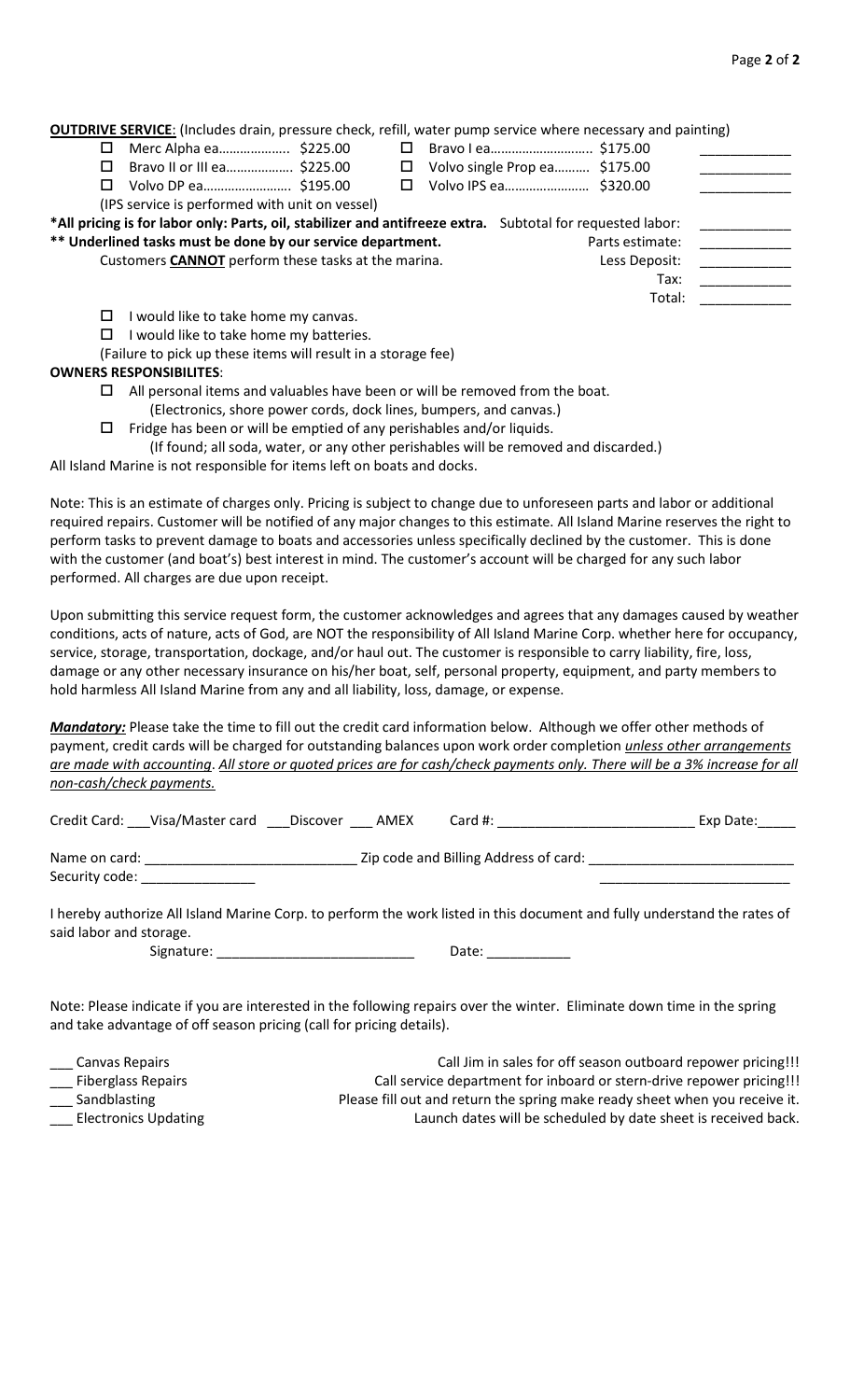**OUTDRIVE SERVICE**: (Includes drain, pressure check, refill, water pump service where necessary and painting)

| | | |
|---|---|---|
| ☐ Merc Alpha ea………………. $225.00 | ☐ Bravo I ea……………………….. $175.00 | ___________ |
| ☐ Bravo II or III ea……………… $225.00 | ☐ Volvo single Prop ea………. $175.00 | ___________ |
| ☐ Volvo DP ea……………………. $195.00 | ☐ Volvo IPS ea……………………. $320.00 | ___________ |

(IPS service is performed with unit on vessel)

**\*All pricing is for labor only: Parts, oil, stabilizer and antifreeze extra.** Subtotal for requested labor: ___________

**\*\* Underlined tasks must be done by our service department.** Parts estimate: ___________

Customers **CANNOT** perform these tasks at the marina. Less Deposit: ___________

Tax: ___________

Total: ___________

- ☐ I would like to take home my canvas.
- ☐ I would like to take home my batteries.

(Failure to pick up these items will result in a storage fee)

**OWNERS RESPONSIBILITES**:

- ☐ All personal items and valuables have been or will be removed from the boat.
  (Electronics, shore power cords, dock lines, bumpers, and canvas.)
- ☐ Fridge has been or will be emptied of any perishables and/or liquids.
  (If found; all soda, water, or any other perishables will be removed and discarded.)

All Island Marine is not responsible for items left on boats and docks.

Note: This is an estimate of charges only. Pricing is subject to change due to unforeseen parts and labor or additional required repairs. Customer will be notified of any major changes to this estimate. All Island Marine reserves the right to perform tasks to prevent damage to boats and accessories unless specifically declined by the customer. This is done with the customer (and boat's) best interest in mind. The customer's account will be charged for any such labor performed. All charges are due upon receipt.

Upon submitting this service request form, the customer acknowledges and agrees that any damages caused by weather conditions, acts of nature, acts of God, are NOT the responsibility of All Island Marine Corp. whether here for occupancy, service, storage, transportation, dockage, and/or haul out. The customer is responsible to carry liability, fire, loss, damage or any other necessary insurance on his/her boat, self, personal property, equipment, and party members to hold harmless All Island Marine from any and all liability, loss, damage, or expense.

***Mandatory:*** Please take the time to fill out the credit card information below. Although we offer other methods of payment, credit cards will be charged for outstanding balances upon work order completion *unless other arrangements are made with accounting*. *All store or quoted prices are for cash/check payments only. There will be a 3% increase for all non-cash/check payments.*

Credit Card: ___Visa/Master card ___Discover ___ AMEX Card #: __________________________ Exp Date:_____

Name on card: ____________________________ Zip code and Billing Address of card: ___________________________

Security code: _______________ _________________________

I hereby authorize All Island Marine Corp. to perform the work listed in this document and fully understand the rates of said labor and storage.

Signature: __________________________ Date: ___________

Note: Please indicate if you are interested in the following repairs over the winter. Eliminate down time in the spring and take advantage of off season pricing (call for pricing details).

- ___ Canvas Repairs
- ___ Fiberglass Repairs
- ___ Sandblasting
- ___ Electronics Updating

Call Jim in sales for off season outboard repower pricing!!!
Call service department for inboard or stern-drive repower pricing!!!
Please fill out and return the spring make ready sheet when you receive it.
Launch dates will be scheduled by date sheet is received back.